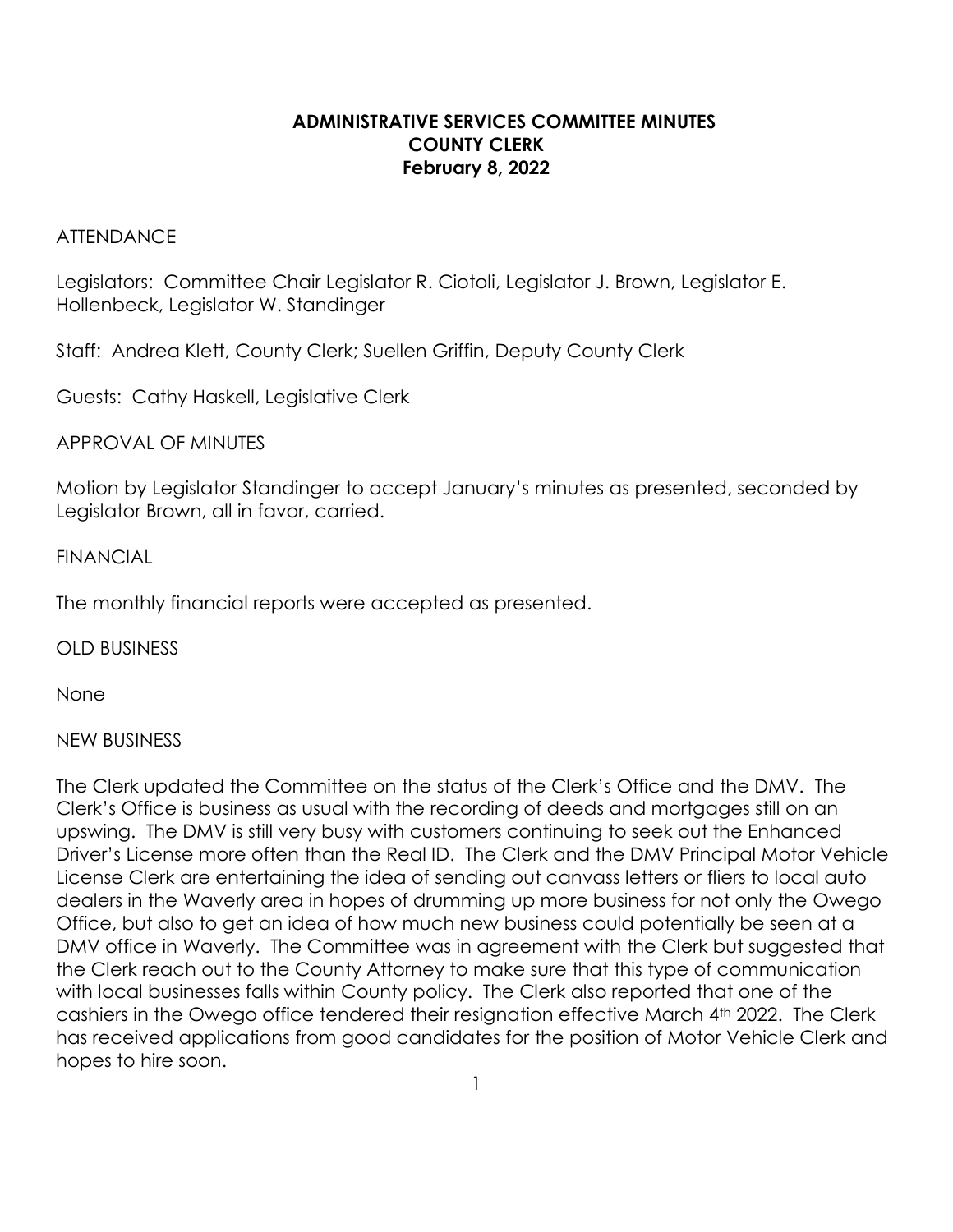# ADMINISTRATIVE SERVICES COMMITTEE MINUTES
## COUNTY CLERK
### February 8, 2022

ATTENDANCE

Legislators: Committee Chair Legislator R. Ciotoli, Legislator J. Brown, Legislator E. Hollenbeck, Legislator W. Standinger

Staff: Andrea Klett, County Clerk; Suellen Griffin, Deputy County Clerk

Guests: Cathy Haskell, Legislative Clerk

APPROVAL OF MINUTES

Motion by Legislator Standinger to accept January's minutes as presented, seconded by Legislator Brown, all in favor, carried.

FINANCIAL

The monthly financial reports were accepted as presented.

OLD BUSINESS

None

NEW BUSINESS

The Clerk updated the Committee on the status of the Clerk's Office and the DMV. The Clerk's Office is business as usual with the recording of deeds and mortgages still on an upswing. The DMV is still very busy with customers continuing to seek out the Enhanced Driver's License more often than the Real ID. The Clerk and the DMV Principal Motor Vehicle License Clerk are entertaining the idea of sending out canvass letters or fliers to local auto dealers in the Waverly area in hopes of drumming up more business for not only the Owego Office, but also to get an idea of how much new business could potentially be seen at a DMV office in Waverly. The Committee was in agreement with the Clerk but suggested that the Clerk reach out to the County Attorney to make sure that this type of communication with local businesses falls within County policy. The Clerk also reported that one of the cashiers in the Owego office tendered their resignation effective March 4th 2022. The Clerk has received applications from good candidates for the position of Motor Vehicle Clerk and hopes to hire soon.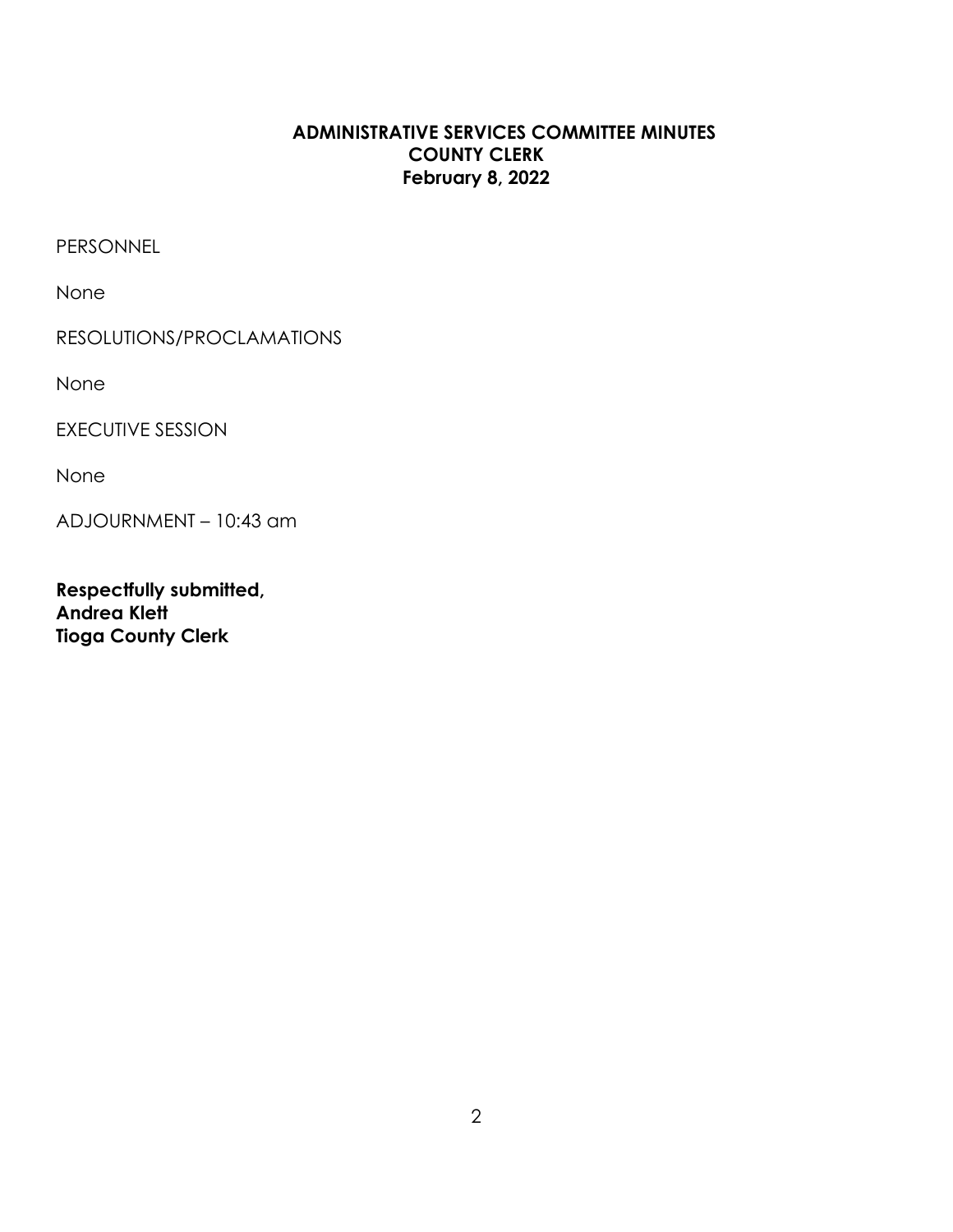**ADMINISTRATIVE SERVICES COMMITTEE MINUTES**
**COUNTY CLERK**
**February 8, 2022**

PERSONNEL

None

RESOLUTIONS/PROCLAMATIONS

None

EXECUTIVE SESSION

None

ADJOURNMENT – 10:43 am

**Respectfully submitted,**
**Andrea Klett**
**Tioga County Clerk**